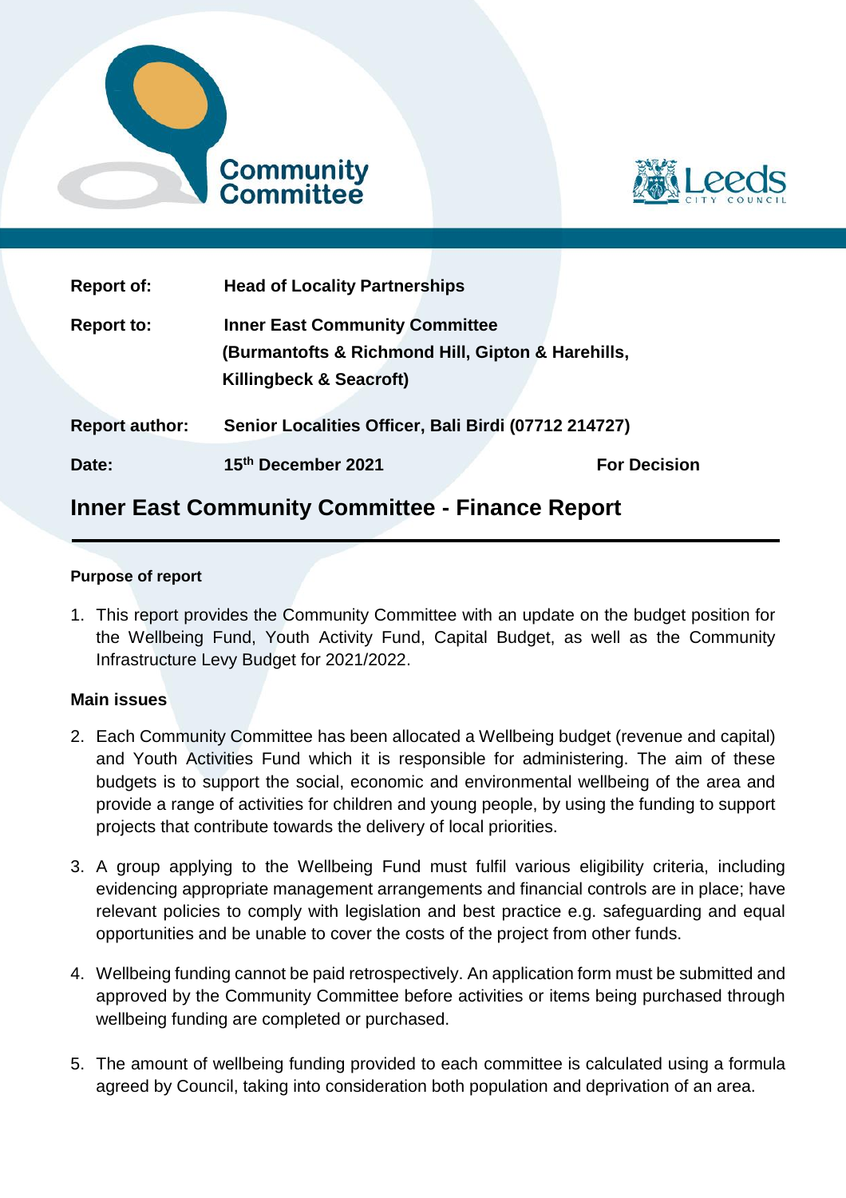Community Committee

Leeds City Council

| | | |
|---|---|---|
| **Report of:** | **Head of Locality Partnerships** | |
| **Report to:** | **Inner East Community Committee (Burmantofts & Richmond Hill, Gipton & Harehills, Killingbeck & Seacroft)** | |
| **Report author:** | **Senior Localities Officer, Bali Birdi (07712 214727)** | |
| **Date:** | **15th December 2021** | **For Decision** |

# Inner East Community Committee - Finance Report

**Purpose of report**

1. This report provides the Community Committee with an update on the budget position for the Wellbeing Fund, Youth Activity Fund, Capital Budget, as well as the Community Infrastructure Levy Budget for 2021/2022.

**Main issues**

2. Each Community Committee has been allocated a Wellbeing budget (revenue and capital) and Youth Activities Fund which it is responsible for administering. The aim of these budgets is to support the social, economic and environmental wellbeing of the area and provide a range of activities for children and young people, by using the funding to support projects that contribute towards the delivery of local priorities.

3. A group applying to the Wellbeing Fund must fulfil various eligibility criteria, including evidencing appropriate management arrangements and financial controls are in place; have relevant policies to comply with legislation and best practice e.g. safeguarding and equal opportunities and be unable to cover the costs of the project from other funds.

4. Wellbeing funding cannot be paid retrospectively. An application form must be submitted and approved by the Community Committee before activities or items being purchased through wellbeing funding are completed or purchased.

5. The amount of wellbeing funding provided to each committee is calculated using a formula agreed by Council, taking into consideration both population and deprivation of an area.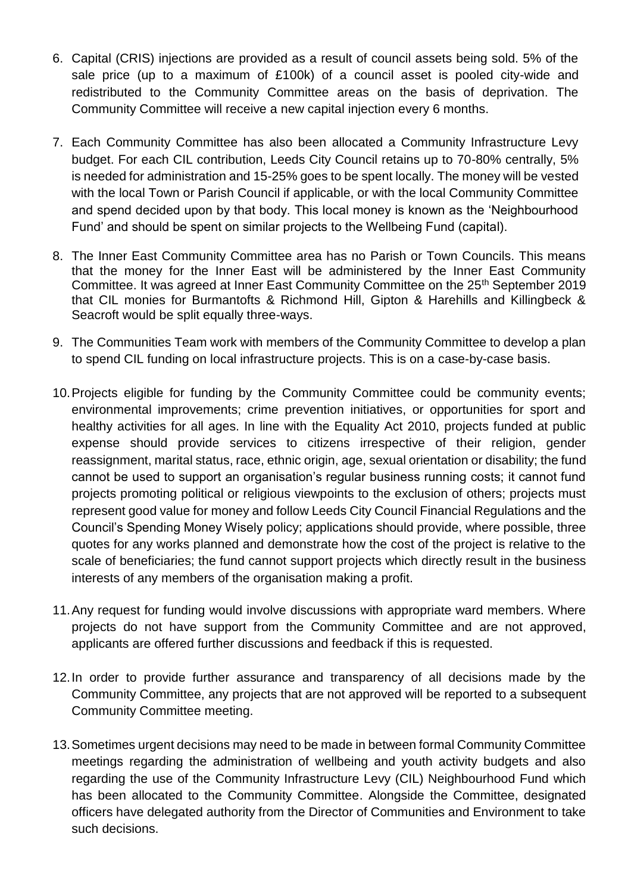6. Capital (CRIS) injections are provided as a result of council assets being sold. 5% of the sale price (up to a maximum of £100k) of a council asset is pooled city-wide and redistributed to the Community Committee areas on the basis of deprivation. The Community Committee will receive a new capital injection every 6 months.

7. Each Community Committee has also been allocated a Community Infrastructure Levy budget. For each CIL contribution, Leeds City Council retains up to 70-80% centrally, 5% is needed for administration and 15-25% goes to be spent locally. The money will be vested with the local Town or Parish Council if applicable, or with the local Community Committee and spend decided upon by that body. This local money is known as the 'Neighbourhood Fund' and should be spent on similar projects to the Wellbeing Fund (capital).

8. The Inner East Community Committee area has no Parish or Town Councils. This means that the money for the Inner East will be administered by the Inner East Community Committee. It was agreed at Inner East Community Committee on the 25th September 2019 that CIL monies for Burmantofts & Richmond Hill, Gipton & Harehills and Killingbeck & Seacroft would be split equally three-ways.

9. The Communities Team work with members of the Community Committee to develop a plan to spend CIL funding on local infrastructure projects. This is on a case-by-case basis.

10. Projects eligible for funding by the Community Committee could be community events; environmental improvements; crime prevention initiatives, or opportunities for sport and healthy activities for all ages. In line with the Equality Act 2010, projects funded at public expense should provide services to citizens irrespective of their religion, gender reassignment, marital status, race, ethnic origin, age, sexual orientation or disability; the fund cannot be used to support an organisation's regular business running costs; it cannot fund projects promoting political or religious viewpoints to the exclusion of others; projects must represent good value for money and follow Leeds City Council Financial Regulations and the Council's Spending Money Wisely policy; applications should provide, where possible, three quotes for any works planned and demonstrate how the cost of the project is relative to the scale of beneficiaries; the fund cannot support projects which directly result in the business interests of any members of the organisation making a profit.

11. Any request for funding would involve discussions with appropriate ward members. Where projects do not have support from the Community Committee and are not approved, applicants are offered further discussions and feedback if this is requested.

12. In order to provide further assurance and transparency of all decisions made by the Community Committee, any projects that are not approved will be reported to a subsequent Community Committee meeting.

13. Sometimes urgent decisions may need to be made in between formal Community Committee meetings regarding the administration of wellbeing and youth activity budgets and also regarding the use of the Community Infrastructure Levy (CIL) Neighbourhood Fund which has been allocated to the Community Committee. Alongside the Committee, designated officers have delegated authority from the Director of Communities and Environment to take such decisions.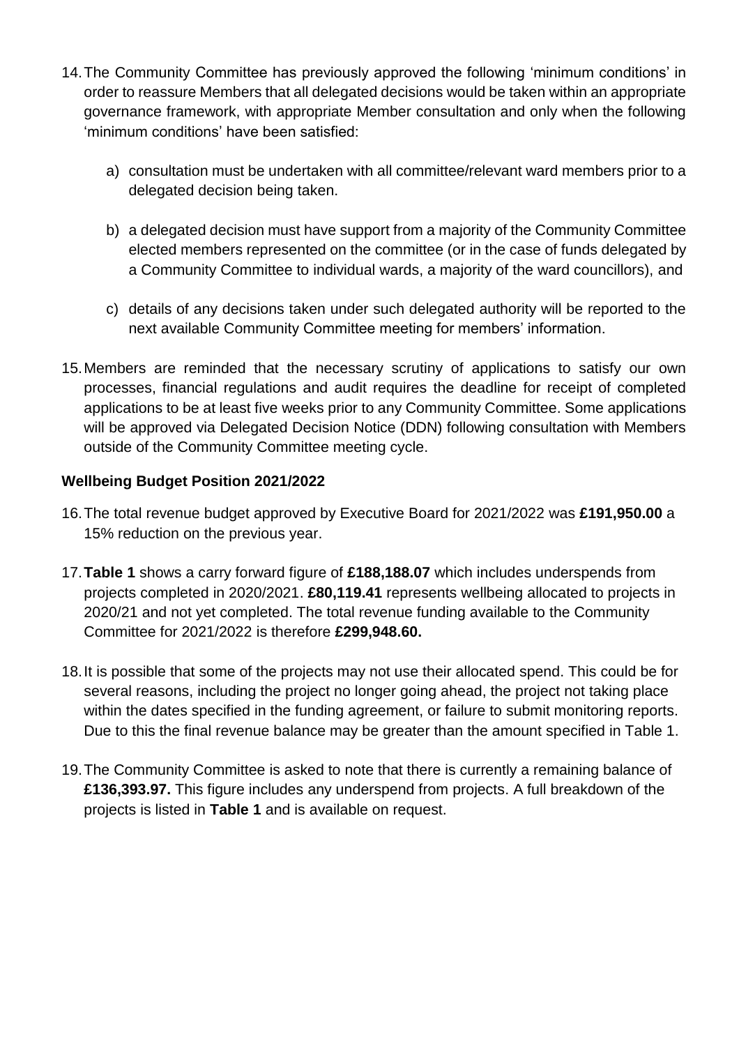14. The Community Committee has previously approved the following 'minimum conditions' in order to reassure Members that all delegated decisions would be taken within an appropriate governance framework, with appropriate Member consultation and only when the following 'minimum conditions' have been satisfied:

    a) consultation must be undertaken with all committee/relevant ward members prior to a delegated decision being taken.

    b) a delegated decision must have support from a majority of the Community Committee elected members represented on the committee (or in the case of funds delegated by a Community Committee to individual wards, a majority of the ward councillors), and

    c) details of any decisions taken under such delegated authority will be reported to the next available Community Committee meeting for members' information.

15. Members are reminded that the necessary scrutiny of applications to satisfy our own processes, financial regulations and audit requires the deadline for receipt of completed applications to be at least five weeks prior to any Community Committee. Some applications will be approved via Delegated Decision Notice (DDN) following consultation with Members outside of the Community Committee meeting cycle.

**Wellbeing Budget Position 2021/2022**

16. The total revenue budget approved by Executive Board for 2021/2022 was **£191,950.00** a 15% reduction on the previous year.

17. **Table 1** shows a carry forward figure of **£188,188.07** which includes underspends from projects completed in 2020/2021. **£80,119.41** represents wellbeing allocated to projects in 2020/21 and not yet completed. The total revenue funding available to the Community Committee for 2021/2022 is therefore **£299,948.60.**

18. It is possible that some of the projects may not use their allocated spend. This could be for several reasons, including the project no longer going ahead, the project not taking place within the dates specified in the funding agreement, or failure to submit monitoring reports. Due to this the final revenue balance may be greater than the amount specified in Table 1.

19. The Community Committee is asked to note that there is currently a remaining balance of **£136,393.97.** This figure includes any underspend from projects. A full breakdown of the projects is listed in **Table 1** and is available on request.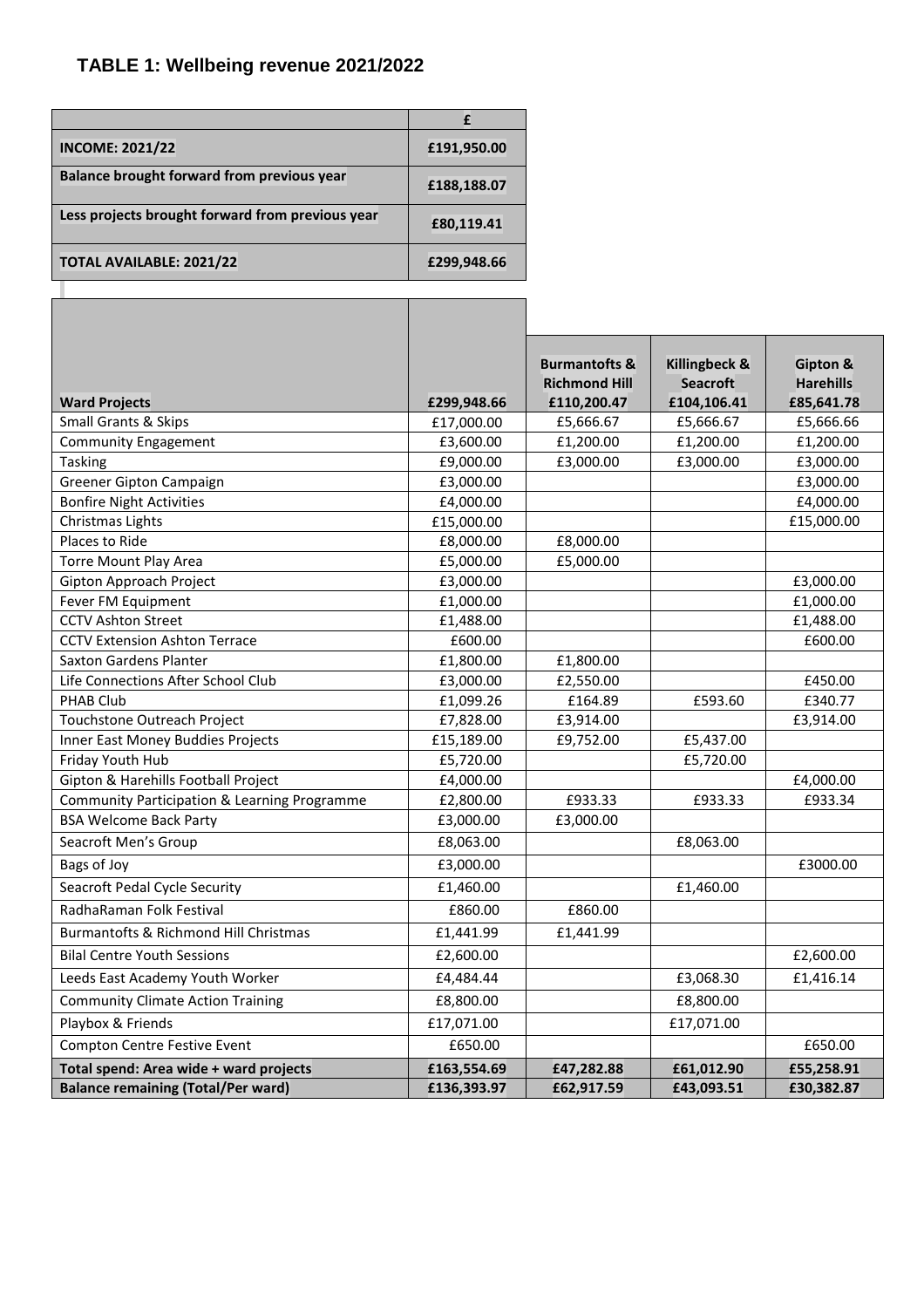**TABLE 1: Wellbeing revenue 2021/2022**

| | £ |
|---|---|
| **INCOME: 2021/22** | **£191,950.00** |
| **Balance brought forward from previous year** | **£188,188.07** |
| **Less projects brought forward from previous year** | **£80,119.41** |
| **TOTAL AVAILABLE: 2021/22** | **£299,948.66** |

| **Ward Projects** | **£299,948.66** | **Burmantofts & Richmond Hill £110,200.47** | **Killingbeck & Seacroft £104,106.41** | **Gipton & Harehills £85,641.78** |
|---|---|---|---|---|
| Small Grants & Skips | £17,000.00 | £5,666.67 | £5,666.67 | £5,666.66 |
| Community Engagement | £3,600.00 | £1,200.00 | £1,200.00 | £1,200.00 |
| Tasking | £9,000.00 | £3,000.00 | £3,000.00 | £3,000.00 |
| Greener Gipton Campaign | £3,000.00 | | | £3,000.00 |
| Bonfire Night Activities | £4,000.00 | | | £4,000.00 |
| Christmas Lights | £15,000.00 | | | £15,000.00 |
| Places to Ride | £8,000.00 | £8,000.00 | | |
| Torre Mount Play Area | £5,000.00 | £5,000.00 | | |
| Gipton Approach Project | £3,000.00 | | | £3,000.00 |
| Fever FM Equipment | £1,000.00 | | | £1,000.00 |
| CCTV Ashton Street | £1,488.00 | | | £1,488.00 |
| CCTV Extension Ashton Terrace | £600.00 | | | £600.00 |
| Saxton Gardens Planter | £1,800.00 | £1,800.00 | | |
| Life Connections After School Club | £3,000.00 | £2,550.00 | | £450.00 |
| PHAB Club | £1,099.26 | £164.89 | £593.60 | £340.77 |
| Touchstone Outreach Project | £7,828.00 | £3,914.00 | | £3,914.00 |
| Inner East Money Buddies Projects | £15,189.00 | £9,752.00 | £5,437.00 | |
| Friday Youth Hub | £5,720.00 | | £5,720.00 | |
| Gipton & Harehills Football Project | £4,000.00 | | | £4,000.00 |
| Community Participation & Learning Programme | £2,800.00 | £933.33 | £933.33 | £933.34 |
| BSA Welcome Back Party | £3,000.00 | £3,000.00 | | |
| Seacroft Men's Group | £8,063.00 | | £8,063.00 | |
| Bags of Joy | £3,000.00 | | | £3000.00 |
| Seacroft Pedal Cycle Security | £1,460.00 | | £1,460.00 | |
| RadhaRaman Folk Festival | £860.00 | £860.00 | | |
| Burmantofts & Richmond Hill Christmas | £1,441.99 | £1,441.99 | | |
| Bilal Centre Youth Sessions | £2,600.00 | | | £2,600.00 |
| Leeds East Academy Youth Worker | £4,484.44 | | £3,068.30 | £1,416.14 |
| Community Climate Action Training | £8,800.00 | | £8,800.00 | |
| Playbox & Friends | £17,071.00 | | £17,071.00 | |
| Compton Centre Festive Event | £650.00 | | | £650.00 |
| **Total spend: Area wide + ward projects** | **£163,554.69** | **£47,282.88** | **£61,012.90** | **£55,258.91** |
| **Balance remaining (Total/Per ward)** | **£136,393.97** | **£62,917.59** | **£43,093.51** | **£30,382.87** |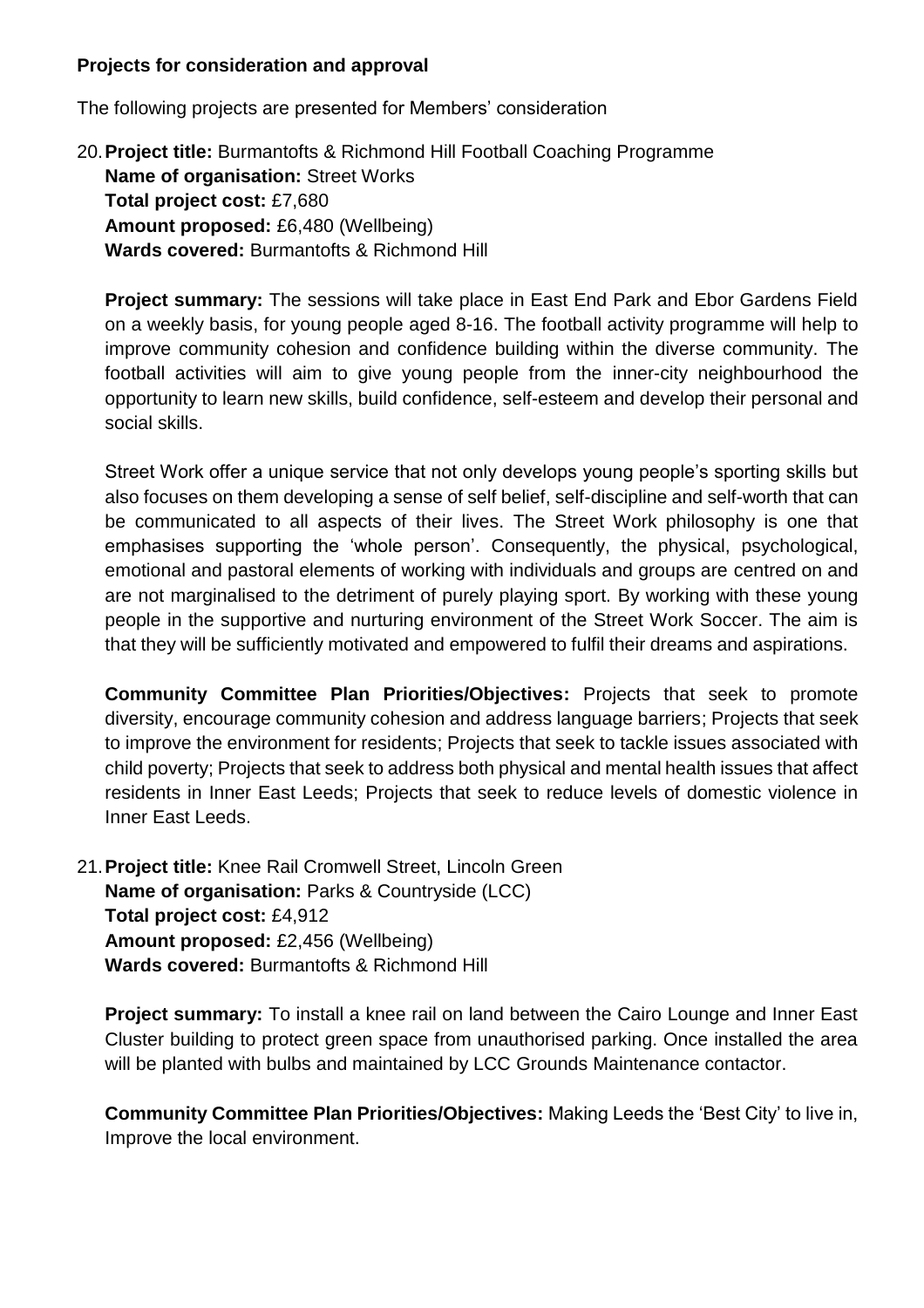**Projects for consideration and approval**

The following projects are presented for Members' consideration

20. **Project title:** Burmantofts & Richmond Hill Football Coaching Programme
    **Name of organisation:** Street Works
    **Total project cost:** £7,680
    **Amount proposed:** £6,480 (Wellbeing)
    **Wards covered:** Burmantofts & Richmond Hill

    **Project summary:** The sessions will take place in East End Park and Ebor Gardens Field on a weekly basis, for young people aged 8-16. The football activity programme will help to improve community cohesion and confidence building within the diverse community. The football activities will aim to give young people from the inner-city neighbourhood the opportunity to learn new skills, build confidence, self-esteem and develop their personal and social skills.

    Street Work offer a unique service that not only develops young people's sporting skills but also focuses on them developing a sense of self belief, self-discipline and self-worth that can be communicated to all aspects of their lives. The Street Work philosophy is one that emphasises supporting the 'whole person'. Consequently, the physical, psychological, emotional and pastoral elements of working with individuals and groups are centred on and are not marginalised to the detriment of purely playing sport. By working with these young people in the supportive and nurturing environment of the Street Work Soccer. The aim is that they will be sufficiently motivated and empowered to fulfil their dreams and aspirations.

    **Community Committee Plan Priorities/Objectives:** Projects that seek to promote diversity, encourage community cohesion and address language barriers; Projects that seek to improve the environment for residents; Projects that seek to tackle issues associated with child poverty; Projects that seek to address both physical and mental health issues that affect residents in Inner East Leeds; Projects that seek to reduce levels of domestic violence in Inner East Leeds.

21. **Project title:** Knee Rail Cromwell Street, Lincoln Green
    **Name of organisation:** Parks & Countryside (LCC)
    **Total project cost:** £4,912
    **Amount proposed:** £2,456 (Wellbeing)
    **Wards covered:** Burmantofts & Richmond Hill

    **Project summary:** To install a knee rail on land between the Cairo Lounge and Inner East Cluster building to protect green space from unauthorised parking. Once installed the area will be planted with bulbs and maintained by LCC Grounds Maintenance contactor.

    **Community Committee Plan Priorities/Objectives:** Making Leeds the 'Best City' to live in, Improve the local environment.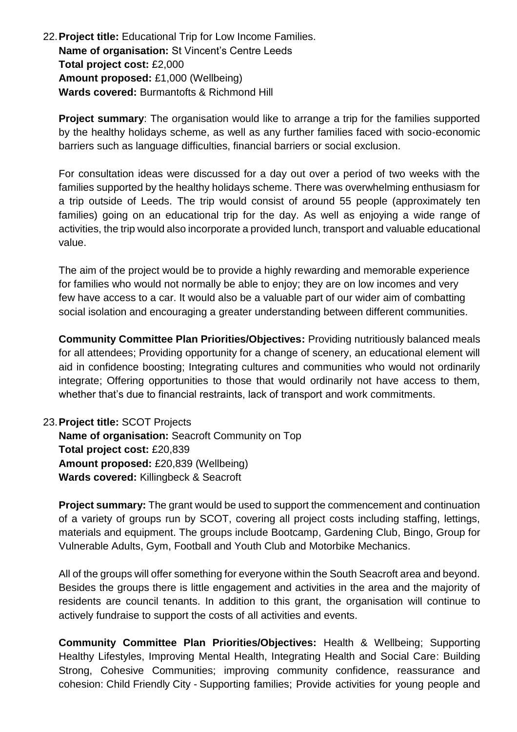22. **Project title:** Educational Trip for Low Income Families.
    **Name of organisation:** St Vincent's Centre Leeds
    **Total project cost:** £2,000
    **Amount proposed:** £1,000 (Wellbeing)
    **Wards covered:** Burmantofts & Richmond Hill

    **Project summary**: The organisation would like to arrange a trip for the families supported by the healthy holidays scheme, as well as any further families faced with socio-economic barriers such as language difficulties, financial barriers or social exclusion.

    For consultation ideas were discussed for a day out over a period of two weeks with the families supported by the healthy holidays scheme. There was overwhelming enthusiasm for a trip outside of Leeds. The trip would consist of around 55 people (approximately ten families) going on an educational trip for the day. As well as enjoying a wide range of activities, the trip would also incorporate a provided lunch, transport and valuable educational value.

    The aim of the project would be to provide a highly rewarding and memorable experience for families who would not normally be able to enjoy; they are on low incomes and very few have access to a car. It would also be a valuable part of our wider aim of combatting social isolation and encouraging a greater understanding between different communities.

    **Community Committee Plan Priorities/Objectives:** Providing nutritiously balanced meals for all attendees; Providing opportunity for a change of scenery, an educational element will aid in confidence boosting; Integrating cultures and communities who would not ordinarily integrate; Offering opportunities to those that would ordinarily not have access to them, whether that's due to financial restraints, lack of transport and work commitments.

23. **Project title:** SCOT Projects
    **Name of organisation:** Seacroft Community on Top
    **Total project cost:** £20,839
    **Amount proposed:** £20,839 (Wellbeing)
    **Wards covered:** Killingbeck & Seacroft

    **Project summary:** The grant would be used to support the commencement and continuation of a variety of groups run by SCOT, covering all project costs including staffing, lettings, materials and equipment. The groups include Bootcamp, Gardening Club, Bingo, Group for Vulnerable Adults, Gym, Football and Youth Club and Motorbike Mechanics.

    All of the groups will offer something for everyone within the South Seacroft area and beyond. Besides the groups there is little engagement and activities in the area and the majority of residents are council tenants. In addition to this grant, the organisation will continue to actively fundraise to support the costs of all activities and events.

    **Community Committee Plan Priorities/Objectives:** Health & Wellbeing; Supporting Healthy Lifestyles, Improving Mental Health, Integrating Health and Social Care: Building Strong, Cohesive Communities; improving community confidence, reassurance and cohesion: Child Friendly City - Supporting families; Provide activities for young people and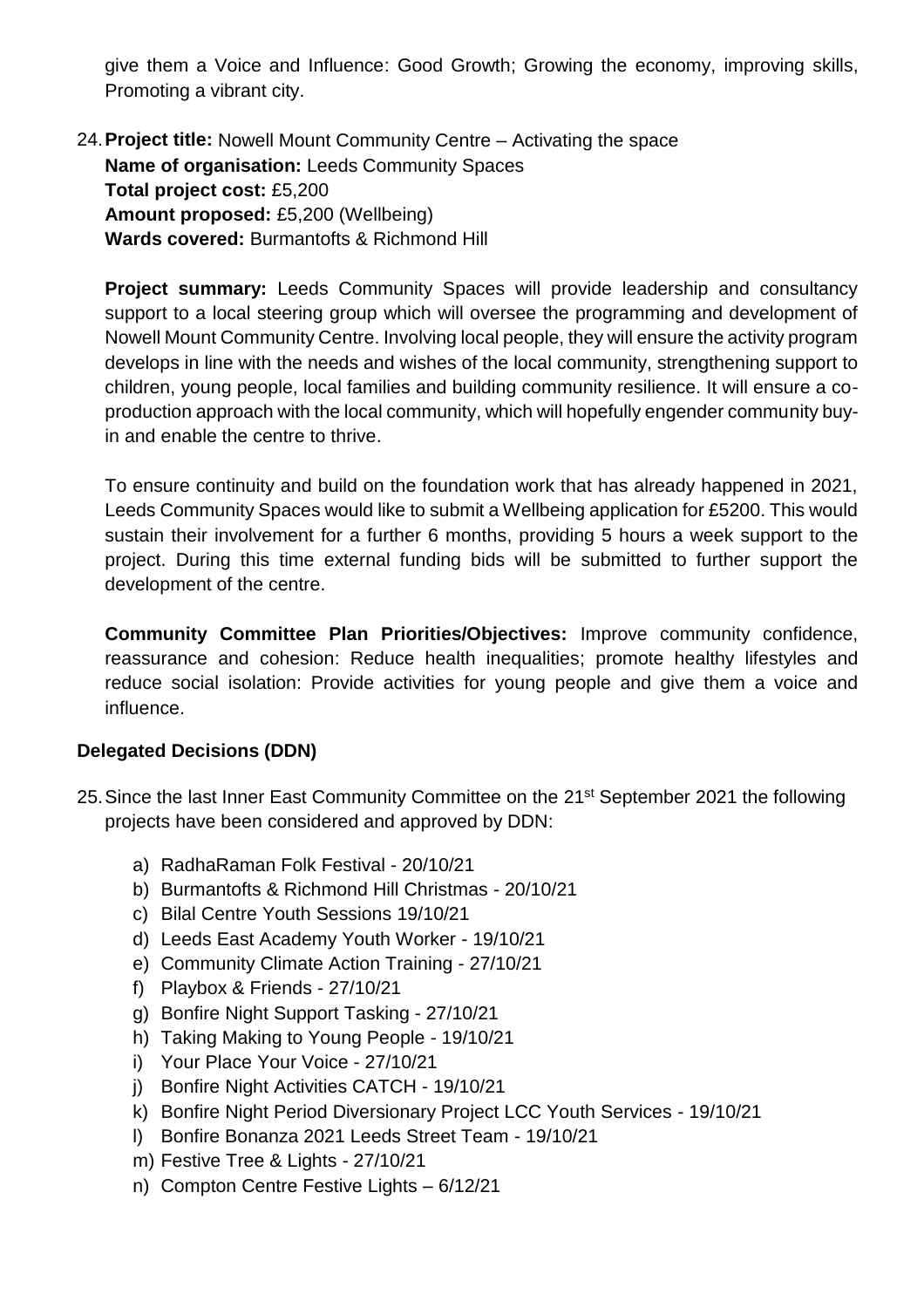give them a Voice and Influence: Good Growth; Growing the economy, improving skills, Promoting a vibrant city.

24. **Project title:** Nowell Mount Community Centre – Activating the space
    **Name of organisation:** Leeds Community Spaces
    **Total project cost:** £5,200
    **Amount proposed:** £5,200 (Wellbeing)
    **Wards covered:** Burmantofts & Richmond Hill

    **Project summary:** Leeds Community Spaces will provide leadership and consultancy support to a local steering group which will oversee the programming and development of Nowell Mount Community Centre. Involving local people, they will ensure the activity program develops in line with the needs and wishes of the local community, strengthening support to children, young people, local families and building community resilience. It will ensure a co-production approach with the local community, which will hopefully engender community buy-in and enable the centre to thrive.

    To ensure continuity and build on the foundation work that has already happened in 2021, Leeds Community Spaces would like to submit a Wellbeing application for £5200. This would sustain their involvement for a further 6 months, providing 5 hours a week support to the project. During this time external funding bids will be submitted to further support the development of the centre.

    **Community Committee Plan Priorities/Objectives:** Improve community confidence, reassurance and cohesion: Reduce health inequalities; promote healthy lifestyles and reduce social isolation: Provide activities for young people and give them a voice and influence.

**Delegated Decisions (DDN)**

25. Since the last Inner East Community Committee on the 21st September 2021 the following projects have been considered and approved by DDN:

    a) RadhaRaman Folk Festival - 20/10/21
    b) Burmantofts & Richmond Hill Christmas - 20/10/21
    c) Bilal Centre Youth Sessions 19/10/21
    d) Leeds East Academy Youth Worker - 19/10/21
    e) Community Climate Action Training - 27/10/21
    f) Playbox & Friends - 27/10/21
    g) Bonfire Night Support Tasking - 27/10/21
    h) Taking Making to Young People - 19/10/21
    i) Your Place Your Voice - 27/10/21
    j) Bonfire Night Activities CATCH - 19/10/21
    k) Bonfire Night Period Diversionary Project LCC Youth Services - 19/10/21
    l) Bonfire Bonanza 2021 Leeds Street Team - 19/10/21
    m) Festive Tree & Lights - 27/10/21
    n) Compton Centre Festive Lights – 6/12/21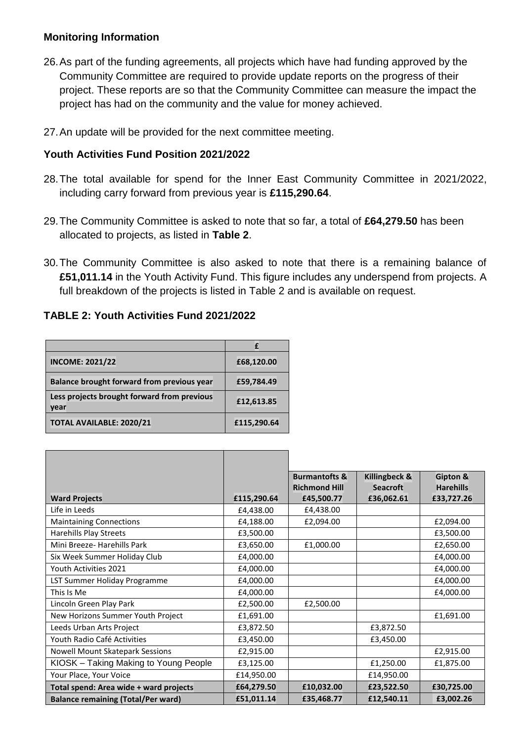**Monitoring Information**

26. As part of the funding agreements, all projects which have had funding approved by the Community Committee are required to provide update reports on the progress of their project. These reports are so that the Community Committee can measure the impact the project has had on the community and the value for money achieved.

27. An update will be provided for the next committee meeting.

**Youth Activities Fund Position 2021/2022**

28. The total available for spend for the Inner East Community Committee in 2021/2022, including carry forward from previous year is **£115,290.64**.

29. The Community Committee is asked to note that so far, a total of **£64,279.50** has been allocated to projects, as listed in **Table 2**.

30. The Community Committee is also asked to note that there is a remaining balance of **£51,011.14** in the Youth Activity Fund. This figure includes any underspend from projects. A full breakdown of the projects is listed in Table 2 and is available on request.

**TABLE 2: Youth Activities Fund 2021/2022**

| | £ |
|---|---|
| **INCOME: 2021/22** | **£68,120.00** |
| **Balance brought forward from previous year** | **£59,784.49** |
| **Less projects brought forward from previous year** | **£12,613.85** |
| **TOTAL AVAILABLE: 2020/21** | **£115,290.64** |

| **Ward Projects** | **£115,290.64** | **Burmantofts & Richmond Hill £45,500.77** | **Killingbeck & Seacroft £36,062.61** | **Gipton & Harehills £33,727.26** |
|---|---|---|---|---|
| Life in Leeds | £4,438.00 | £4,438.00 | | |
| Maintaining Connections | £4,188.00 | £2,094.00 | | £2,094.00 |
| Harehills Play Streets | £3,500.00 | | | £3,500.00 |
| Mini Breeze- Harehills Park | £3,650.00 | £1,000.00 | | £2,650.00 |
| Six Week Summer Holiday Club | £4,000.00 | | | £4,000.00 |
| Youth Activities 2021 | £4,000.00 | | | £4,000.00 |
| LST Summer Holiday Programme | £4,000.00 | | | £4,000.00 |
| This Is Me | £4,000.00 | | | £4,000.00 |
| Lincoln Green Play Park | £2,500.00 | £2,500.00 | | |
| New Horizons Summer Youth Project | £1,691.00 | | | £1,691.00 |
| Leeds Urban Arts Project | £3,872.50 | | £3,872.50 | |
| Youth Radio Café Activities | £3,450.00 | | £3,450.00 | |
| Nowell Mount Skatepark Sessions | £2,915.00 | | | £2,915.00 |
| KIOSK – Taking Making to Young People | £3,125.00 | | £1,250.00 | £1,875.00 |
| Your Place, Your Voice | £14,950.00 | | £14,950.00 | |
| **Total spend: Area wide + ward projects** | **£64,279.50** | **£10,032.00** | **£23,522.50** | **£30,725.00** |
| **Balance remaining (Total/Per ward)** | **£51,011.14** | **£35,468.77** | **£12,540.11** | **£3,002.26** |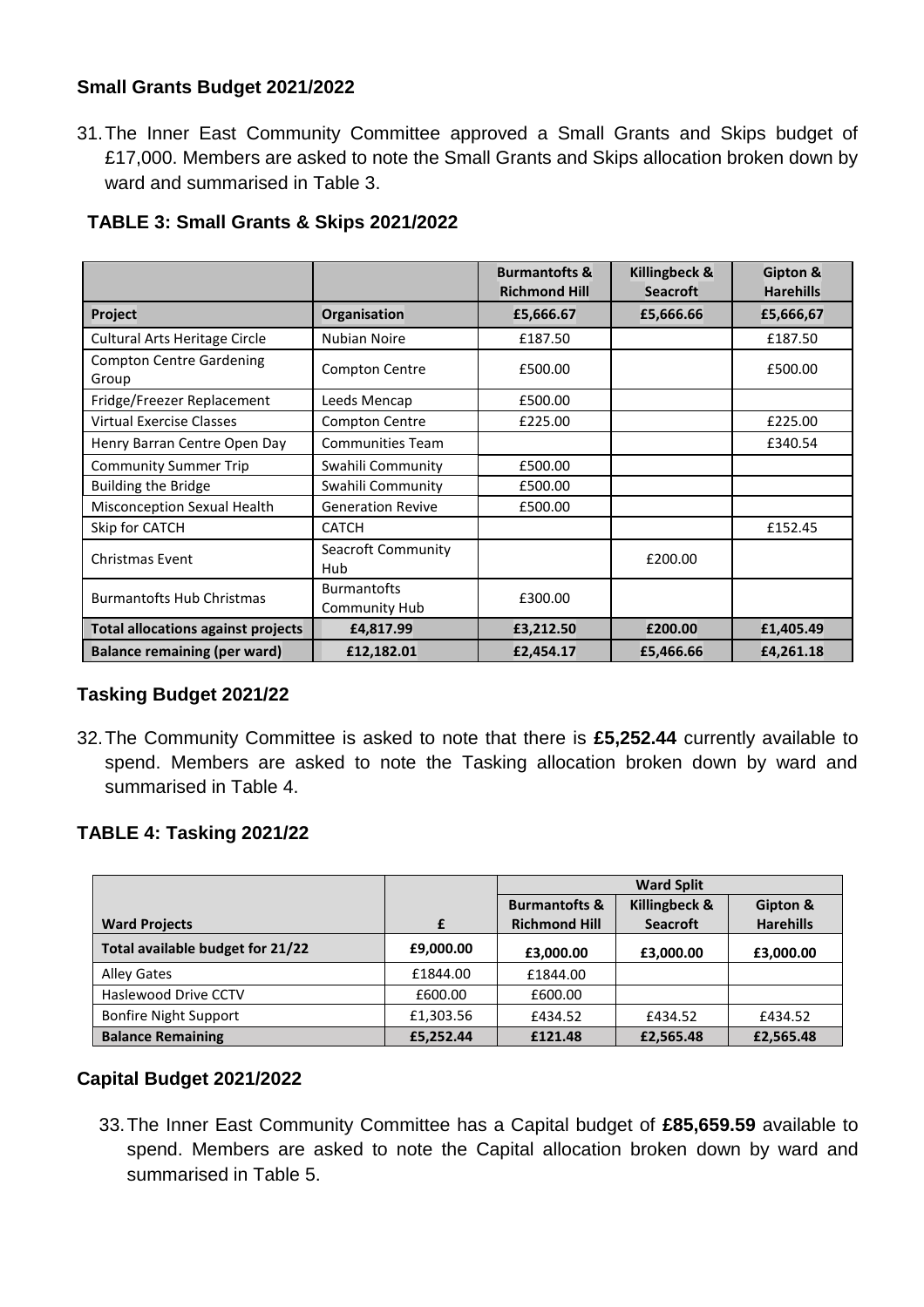### Small Grants Budget 2021/2022

31. The Inner East Community Committee approved a Small Grants and Skips budget of £17,000. Members are asked to note the Small Grants and Skips allocation broken down by ward and summarised in Table 3.

**TABLE 3: Small Grants & Skips 2021/2022**

| | | Burmantofts & Richmond Hill | Killingbeck & Seacroft | Gipton & Harehills |
|---|---|---|---|---|
| **Project** | **Organisation** | **£5,666.67** | **£5,666.66** | **£5,666,67** |
| Cultural Arts Heritage Circle | Nubian Noire | £187.50 | | £187.50 |
| Compton Centre Gardening Group | Compton Centre | £500.00 | | £500.00 |
| Fridge/Freezer Replacement | Leeds Mencap | £500.00 | | |
| Virtual Exercise Classes | Compton Centre | £225.00 | | £225.00 |
| Henry Barran Centre Open Day | Communities Team | | | £340.54 |
| Community Summer Trip | Swahili Community | £500.00 | | |
| Building the Bridge | Swahili Community | £500.00 | | |
| Misconception Sexual Health | Generation Revive | £500.00 | | |
| Skip for CATCH | CATCH | | | £152.45 |
| Christmas Event | Seacroft Community Hub | | £200.00 | |
| Burmantofts Hub Christmas | Burmantofts Community Hub | £300.00 | | |
| **Total allocations against projects** | **£4,817.99** | **£3,212.50** | **£200.00** | **£1,405.49** |
| **Balance remaining (per ward)** | **£12,182.01** | **£2,454.17** | **£5,466.66** | **£4,261.18** |

### Tasking Budget 2021/22

32. The Community Committee is asked to note that there is **£5,252.44** currently available to spend. Members are asked to note the Tasking allocation broken down by ward and summarised in Table 4.

### TABLE 4: Tasking 2021/22

| | | Ward Split | | |
|---|---|---|---|---|
| **Ward Projects** | **£** | **Burmantofts & Richmond Hill** | **Killingbeck & Seacroft** | **Gipton & Harehills** |
| **Total available budget for 21/22** | **£9,000.00** | **£3,000.00** | **£3,000.00** | **£3,000.00** |
| Alley Gates | £1844.00 | £1844.00 | | |
| Haslewood Drive CCTV | £600.00 | £600.00 | | |
| Bonfire Night Support | £1,303.56 | £434.52 | £434.52 | £434.52 |
| **Balance Remaining** | **£5,252.44** | **£121.48** | **£2,565.48** | **£2,565.48** |

### Capital Budget 2021/2022

33. The Inner East Community Committee has a Capital budget of **£85,659.59** available to spend. Members are asked to note the Capital allocation broken down by ward and summarised in Table 5.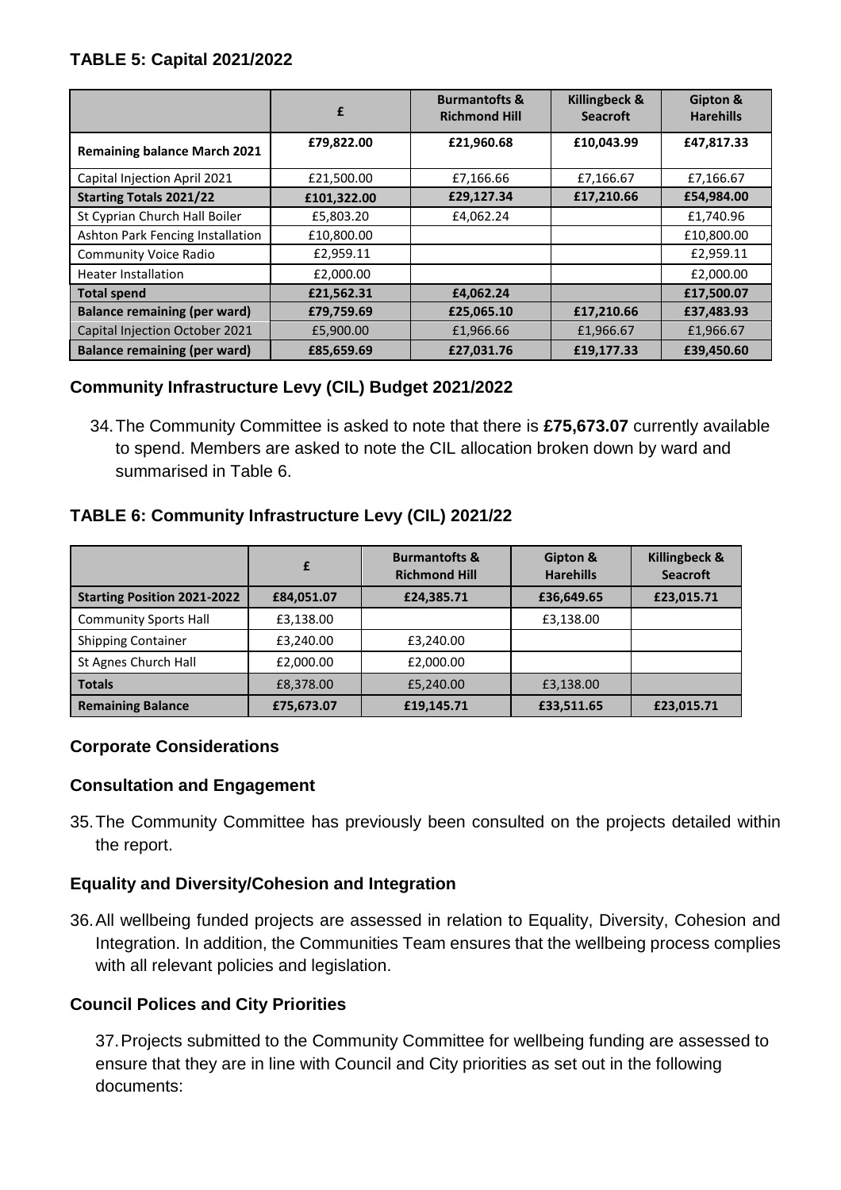**TABLE 5: Capital 2021/2022**

| | £ | Burmantofts & Richmond Hill | Killingbeck & Seacroft | Gipton & Harehills |
|---|---|---|---|---|
| **Remaining balance March 2021** | **£79,822.00** | **£21,960.68** | **£10,043.99** | **£47,817.33** |
| Capital Injection April 2021 | £21,500.00 | £7,166.66 | £7,166.67 | £7,166.67 |
| **Starting Totals 2021/22** | **£101,322.00** | **£29,127.34** | **£17,210.66** | **£54,984.00** |
| St Cyprian Church Hall Boiler | £5,803.20 | £4,062.24 | | £1,740.96 |
| Ashton Park Fencing Installation | £10,800.00 | | | £10,800.00 |
| Community Voice Radio | £2,959.11 | | | £2,959.11 |
| Heater Installation | £2,000.00 | | | £2,000.00 |
| **Total spend** | **£21,562.31** | **£4,062.24** | | **£17,500.07** |
| **Balance remaining (per ward)** | **£79,759.69** | **£25,065.10** | **£17,210.66** | **£37,483.93** |
| Capital Injection October 2021 | £5,900.00 | £1,966.66 | £1,966.67 | £1,966.67 |
| **Balance remaining (per ward)** | **£85,659.69** | **£27,031.76** | **£19,177.33** | **£39,450.60** |

### Community Infrastructure Levy (CIL) Budget 2021/2022

34. The Community Committee is asked to note that there is **£75,673.07** currently available to spend. Members are asked to note the CIL allocation broken down by ward and summarised in Table 6.

**TABLE 6: Community Infrastructure Levy (CIL) 2021/22**

| | £ | Burmantofts & Richmond Hill | Gipton & Harehills | Killingbeck & Seacroft |
|---|---|---|---|---|
| **Starting Position 2021-2022** | **£84,051.07** | **£24,385.71** | **£36,649.65** | **£23,015.71** |
| Community Sports Hall | £3,138.00 | | £3,138.00 | |
| Shipping Container | £3,240.00 | £3,240.00 | | |
| St Agnes Church Hall | £2,000.00 | £2,000.00 | | |
| **Totals** | £8,378.00 | £5,240.00 | £3,138.00 | |
| **Remaining Balance** | **£75,673.07** | **£19,145.71** | **£33,511.65** | **£23,015.71** |

### Corporate Considerations

### Consultation and Engagement

35. The Community Committee has previously been consulted on the projects detailed within the report.

### Equality and Diversity/Cohesion and Integration

36. All wellbeing funded projects are assessed in relation to Equality, Diversity, Cohesion and Integration. In addition, the Communities Team ensures that the wellbeing process complies with all relevant policies and legislation.

### Council Polices and City Priorities

37. Projects submitted to the Community Committee for wellbeing funding are assessed to ensure that they are in line with Council and City priorities as set out in the following documents: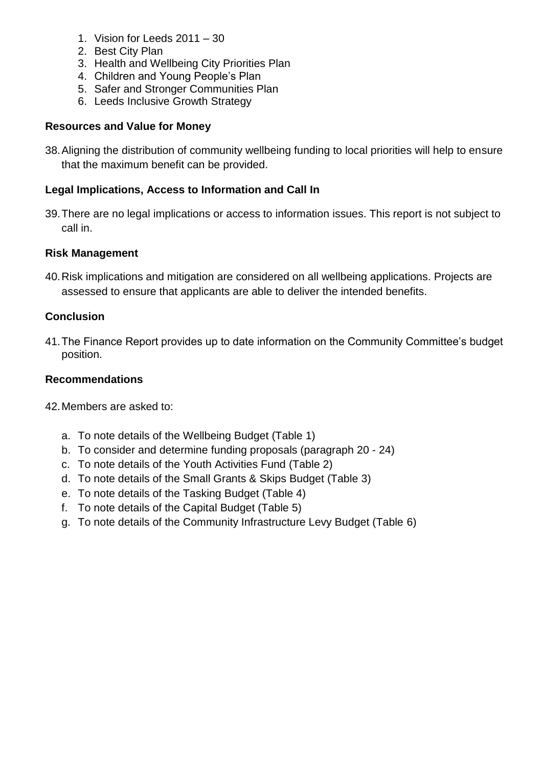1. Vision for Leeds 2011 – 30
2. Best City Plan
3. Health and Wellbeing City Priorities Plan
4. Children and Young People's Plan
5. Safer and Stronger Communities Plan
6. Leeds Inclusive Growth Strategy

**Resources and Value for Money**

38. Aligning the distribution of community wellbeing funding to local priorities will help to ensure that the maximum benefit can be provided.

**Legal Implications, Access to Information and Call In**

39. There are no legal implications or access to information issues. This report is not subject to call in.

**Risk Management**

40. Risk implications and mitigation are considered on all wellbeing applications. Projects are assessed to ensure that applicants are able to deliver the intended benefits.

**Conclusion**

41. The Finance Report provides up to date information on the Community Committee's budget position.

**Recommendations**

42. Members are asked to:

   a. To note details of the Wellbeing Budget (Table 1)
   b. To consider and determine funding proposals (paragraph 20 - 24)
   c. To note details of the Youth Activities Fund (Table 2)
   d. To note details of the Small Grants & Skips Budget (Table 3)
   e. To note details of the Tasking Budget (Table 4)
   f. To note details of the Capital Budget (Table 5)
   g. To note details of the Community Infrastructure Levy Budget (Table 6)